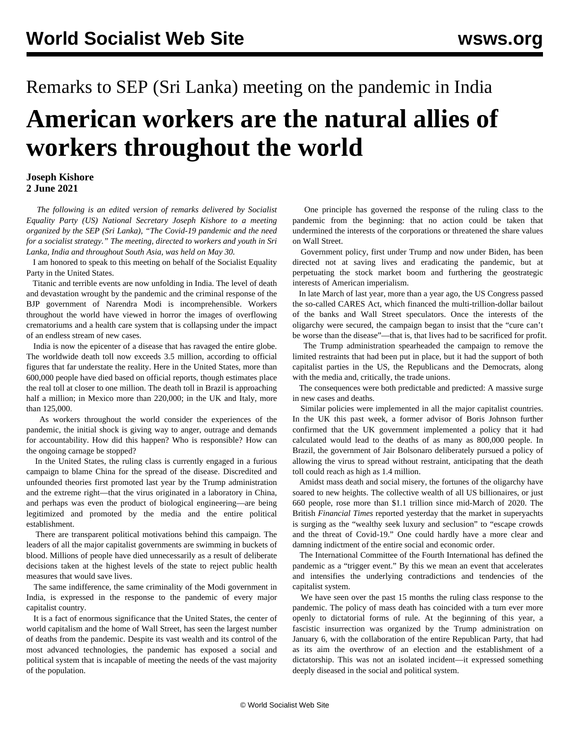Remarks to SEP (Sri Lanka) meeting on the pandemic in India

# American workers are the natural allies of workers throughout the world

**Joseph Kishore**
**2 June 2021**

*The following is an edited version of remarks delivered by Socialist Equality Party (US) National Secretary Joseph Kishore to a meeting organized by the SEP (Sri Lanka), "The Covid-19 pandemic and the need for a socialist strategy." The meeting, directed to workers and youth in Sri Lanka, India and throughout South Asia, was held on May 30.*

I am honored to speak to this meeting on behalf of the Socialist Equality Party in the United States.

Titanic and terrible events are now unfolding in India. The level of death and devastation wrought by the pandemic and the criminal response of the BJP government of Narendra Modi is incomprehensible. Workers throughout the world have viewed in horror the images of overflowing crematoriums and a health care system that is collapsing under the impact of an endless stream of new cases.

India is now the epicenter of a disease that has ravaged the entire globe. The worldwide death toll now exceeds 3.5 million, according to official figures that far understate the reality. Here in the United States, more than 600,000 people have died based on official reports, though estimates place the real toll at closer to one million. The death toll in Brazil is approaching half a million; in Mexico more than 220,000; in the UK and Italy, more than 125,000.

As workers throughout the world consider the experiences of the pandemic, the initial shock is giving way to anger, outrage and demands for accountability. How did this happen? Who is responsible? How can the ongoing carnage be stopped?

In the United States, the ruling class is currently engaged in a furious campaign to blame China for the spread of the disease. Discredited and unfounded theories first promoted last year by the Trump administration and the extreme right—that the virus originated in a laboratory in China, and perhaps was even the product of biological engineering—are being legitimized and promoted by the media and the entire political establishment.

There are transparent political motivations behind this campaign. The leaders of all the major capitalist governments are swimming in buckets of blood. Millions of people have died unnecessarily as a result of deliberate decisions taken at the highest levels of the state to reject public health measures that would save lives.

The same indifference, the same criminality of the Modi government in India, is expressed in the response to the pandemic of every major capitalist country.

It is a fact of enormous significance that the United States, the center of world capitalism and the home of Wall Street, has seen the largest number of deaths from the pandemic. Despite its vast wealth and its control of the most advanced technologies, the pandemic has exposed a social and political system that is incapable of meeting the needs of the vast majority of the population.

One principle has governed the response of the ruling class to the pandemic from the beginning: that no action could be taken that undermined the interests of the corporations or threatened the share values on Wall Street.

Government policy, first under Trump and now under Biden, has been directed not at saving lives and eradicating the pandemic, but at perpetuating the stock market boom and furthering the geostrategic interests of American imperialism.

In late March of last year, more than a year ago, the US Congress passed the so-called CARES Act, which financed the multi-trillion-dollar bailout of the banks and Wall Street speculators. Once the interests of the oligarchy were secured, the campaign began to insist that the "cure can't be worse than the disease"—that is, that lives had to be sacrificed for profit.

The Trump administration spearheaded the campaign to remove the limited restraints that had been put in place, but it had the support of both capitalist parties in the US, the Republicans and the Democrats, along with the media and, critically, the trade unions.

The consequences were both predictable and predicted: A massive surge in new cases and deaths.

Similar policies were implemented in all the major capitalist countries. In the UK this past week, a former advisor of Boris Johnson further confirmed that the UK government implemented a policy that it had calculated would lead to the deaths of as many as 800,000 people. In Brazil, the government of Jair Bolsonaro deliberately pursued a policy of allowing the virus to spread without restraint, anticipating that the death toll could reach as high as 1.4 million.

Amidst mass death and social misery, the fortunes of the oligarchy have soared to new heights. The collective wealth of all US billionaires, or just 660 people, rose more than $1.1 trillion since mid-March of 2020. The British *Financial Times* reported yesterday that the market in superyachts is surging as the "wealthy seek luxury and seclusion" to "escape crowds and the threat of Covid-19." One could hardly have a more clear and damning indictment of the entire social and economic order.

The International Committee of the Fourth International has defined the pandemic as a "trigger event." By this we mean an event that accelerates and intensifies the underlying contradictions and tendencies of the capitalist system.

We have seen over the past 15 months the ruling class response to the pandemic. The policy of mass death has coincided with a turn ever more openly to dictatorial forms of rule. At the beginning of this year, a fascistic insurrection was organized by the Trump administration on January 6, with the collaboration of the entire Republican Party, that had as its aim the overthrow of an election and the establishment of a dictatorship. This was not an isolated incident—it expressed something deeply diseased in the social and political system.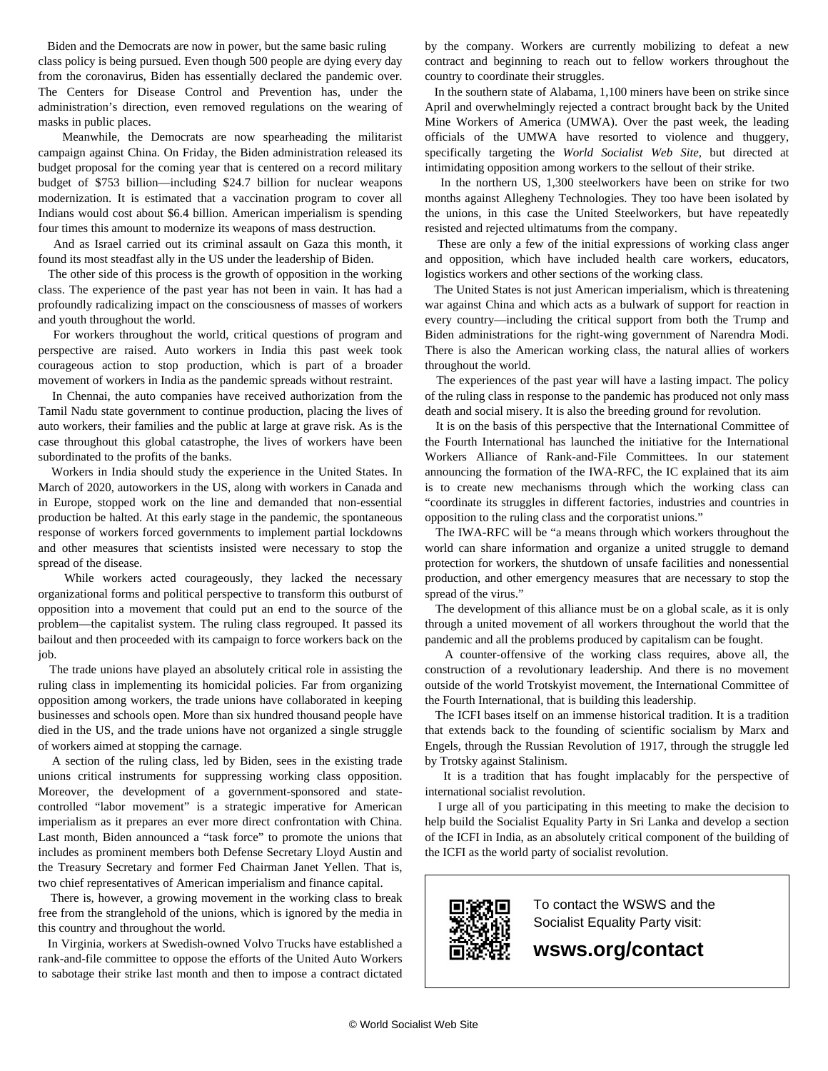Biden and the Democrats are now in power, but the same basic ruling class policy is being pursued. Even though 500 people are dying every day from the coronavirus, Biden has essentially declared the pandemic over. The Centers for Disease Control and Prevention has, under the administration's direction, even removed regulations on the wearing of masks in public places.

Meanwhile, the Democrats are now spearheading the militarist campaign against China. On Friday, the Biden administration released its budget proposal for the coming year that is centered on a record military budget of $753 billion—including $24.7 billion for nuclear weapons modernization. It is estimated that a vaccination program to cover all Indians would cost about $6.4 billion. American imperialism is spending four times this amount to modernize its weapons of mass destruction.

And as Israel carried out its criminal assault on Gaza this month, it found its most steadfast ally in the US under the leadership of Biden.

The other side of this process is the growth of opposition in the working class. The experience of the past year has not been in vain. It has had a profoundly radicalizing impact on the consciousness of masses of workers and youth throughout the world.

For workers throughout the world, critical questions of program and perspective are raised. Auto workers in India this past week took courageous action to stop production, which is part of a broader movement of workers in India as the pandemic spreads without restraint.

In Chennai, the auto companies have received authorization from the Tamil Nadu state government to continue production, placing the lives of auto workers, their families and the public at large at grave risk. As is the case throughout this global catastrophe, the lives of workers have been subordinated to the profits of the banks.

Workers in India should study the experience in the United States. In March of 2020, autoworkers in the US, along with workers in Canada and in Europe, stopped work on the line and demanded that non-essential production be halted. At this early stage in the pandemic, the spontaneous response of workers forced governments to implement partial lockdowns and other measures that scientists insisted were necessary to stop the spread of the disease.

While workers acted courageously, they lacked the necessary organizational forms and political perspective to transform this outburst of opposition into a movement that could put an end to the source of the problem—the capitalist system. The ruling class regrouped. It passed its bailout and then proceeded with its campaign to force workers back on the job.

The trade unions have played an absolutely critical role in assisting the ruling class in implementing its homicidal policies. Far from organizing opposition among workers, the trade unions have collaborated in keeping businesses and schools open. More than six hundred thousand people have died in the US, and the trade unions have not organized a single struggle of workers aimed at stopping the carnage.

A section of the ruling class, led by Biden, sees in the existing trade unions critical instruments for suppressing working class opposition. Moreover, the development of a government-sponsored and state-controlled "labor movement" is a strategic imperative for American imperialism as it prepares an ever more direct confrontation with China. Last month, Biden announced a "task force" to promote the unions that includes as prominent members both Defense Secretary Lloyd Austin and the Treasury Secretary and former Fed Chairman Janet Yellen. That is, two chief representatives of American imperialism and finance capital.

There is, however, a growing movement in the working class to break free from the stranglehold of the unions, which is ignored by the media in this country and throughout the world.

In Virginia, workers at Swedish-owned Volvo Trucks have established a rank-and-file committee to oppose the efforts of the United Auto Workers to sabotage their strike last month and then to impose a contract dictated by the company. Workers are currently mobilizing to defeat a new contract and beginning to reach out to fellow workers throughout the country to coordinate their struggles.

In the southern state of Alabama, 1,100 miners have been on strike since April and overwhelmingly rejected a contract brought back by the United Mine Workers of America (UMWA). Over the past week, the leading officials of the UMWA have resorted to violence and thuggery, specifically targeting the *World Socialist Web Site*, but directed at intimidating opposition among workers to the sellout of their strike.

In the northern US, 1,300 steelworkers have been on strike for two months against Allegheny Technologies. They too have been isolated by the unions, in this case the United Steelworkers, but have repeatedly resisted and rejected ultimatums from the company.

These are only a few of the initial expressions of working class anger and opposition, which have included health care workers, educators, logistics workers and other sections of the working class.

The United States is not just American imperialism, which is threatening war against China and which acts as a bulwark of support for reaction in every country—including the critical support from both the Trump and Biden administrations for the right-wing government of Narendra Modi. There is also the American working class, the natural allies of workers throughout the world.

The experiences of the past year will have a lasting impact. The policy of the ruling class in response to the pandemic has produced not only mass death and social misery. It is also the breeding ground for revolution.

It is on the basis of this perspective that the International Committee of the Fourth International has launched the initiative for the International Workers Alliance of Rank-and-File Committees. In our statement announcing the formation of the IWA-RFC, the IC explained that its aim is to create new mechanisms through which the working class can "coordinate its struggles in different factories, industries and countries in opposition to the ruling class and the corporatist unions."

The IWA-RFC will be "a means through which workers throughout the world can share information and organize a united struggle to demand protection for workers, the shutdown of unsafe facilities and nonessential production, and other emergency measures that are necessary to stop the spread of the virus."

The development of this alliance must be on a global scale, as it is only through a united movement of all workers throughout the world that the pandemic and all the problems produced by capitalism can be fought.

A counter-offensive of the working class requires, above all, the construction of a revolutionary leadership. And there is no movement outside of the world Trotskyist movement, the International Committee of the Fourth International, that is building this leadership.

The ICFI bases itself on an immense historical tradition. It is a tradition that extends back to the founding of scientific socialism by Marx and Engels, through the Russian Revolution of 1917, through the struggle led by Trotsky against Stalinism.

It is a tradition that has fought implacably for the perspective of international socialist revolution.

I urge all of you participating in this meeting to make the decision to help build the Socialist Equality Party in Sri Lanka and develop a section of the ICFI in India, as an absolutely critical component of the building of the ICFI as the world party of socialist revolution.

To contact the WSWS and the Socialist Equality Party visit:

**wsws.org/contact**